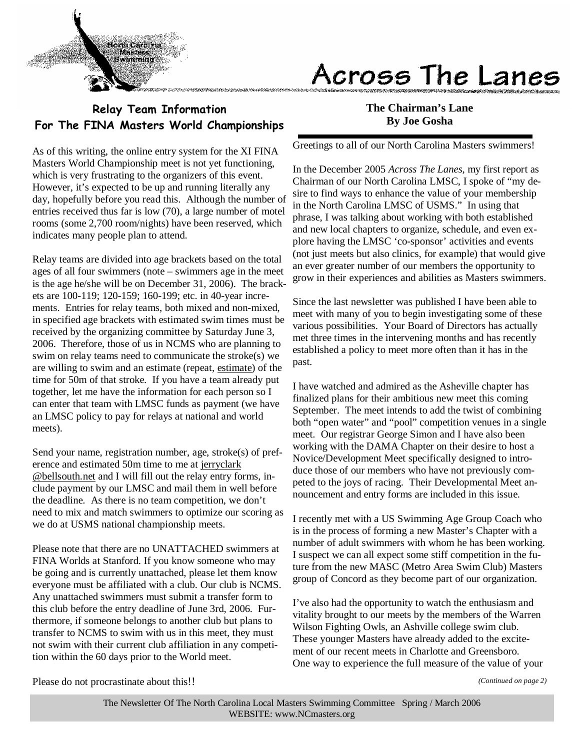# Across The Lanes

## Relay Team Information For The FINA Masters World Championships

As of this writing, the online entry system for the XI FINA Masters World Championship meet is not yet functioning, which is very frustrating to the organizers of this event. However, it's expected to be up and running literally any day, hopefully before you read this. Although the number of entries received thus far is low (70), a large number of motel rooms (some 2,700 room/nights) have been reserved, which indicates many people plan to attend.

Relay teams are divided into age brackets based on the total ages of all four swimmers (note – swimmers age in the meet is the age he/she will be on December 31, 2006). The brackets are 100-119; 120-159; 160-199; etc. in 40-year increments. Entries for relay teams, both mixed and non-mixed, in specified age brackets with estimated swim times must be received by the organizing committee by Saturday June 3, 2006. Therefore, those of us in NCMS who are planning to swim on relay teams need to communicate the stroke(s) we are willing to swim and an estimate (repeat, estimate) of the time for 50m of that stroke. If you have a team already put together, let me have the information for each person so I can enter that team with LMSC funds as payment (we have an LMSC policy to pay for relays at national and world meets).

Send your name, registration number, age, stroke(s) of preference and estimated 50m time to me at jerryclark@bellsouth.net and I will fill out the relay entry forms, include payment by our LMSC and mail them in well before the deadline. As there is no team competition, we don't need to mix and match swimmers to optimize our scoring as we do at USMS national championship meets.

Please note that there are no UNATTACHED swimmers at FINA Worlds at Stanford. If you know someone who may be going and is currently unattached, please let them know everyone must be affiliated with a club. Our club is NCMS. Any unattached swimmers must submit a transfer form to this club before the entry deadline of June 3rd, 2006. Furthermore, if someone belongs to another club but plans to transfer to NCMS to swim with us in this meet, they must not swim with their current club affiliation in any competition within the 60 days prior to the World meet.

Please do not procrastinate about this!!

## The Chairman's Lane
**By Joe Gosha**

Greetings to all of our North Carolina Masters swimmers!

In the December 2005 *Across The Lanes*, my first report as Chairman of our North Carolina LMSC, I spoke of "my desire to find ways to enhance the value of your membership in the North Carolina LMSC of USMS." In using that phrase, I was talking about working with both established and new local chapters to organize, schedule, and even explore having the LMSC 'co-sponsor' activities and events (not just meets but also clinics, for example) that would give an ever greater number of our members the opportunity to grow in their experiences and abilities as Masters swimmers.

Since the last newsletter was published I have been able to meet with many of you to begin investigating some of these various possibilities. Your Board of Directors has actually met three times in the intervening months and has recently established a policy to meet more often than it has in the past.

I have watched and admired as the Asheville chapter has finalized plans for their ambitious new meet this coming September. The meet intends to add the twist of combining both "open water" and "pool" competition venues in a single meet. Our registrar George Simon and I have also been working with the DAMA Chapter on their desire to host a Novice/Development Meet specifically designed to introduce those of our members who have not previously competed to the joys of racing. Their Developmental Meet announcement and entry forms are included in this issue.

I recently met with a US Swimming Age Group Coach who is in the process of forming a new Master's Chapter with a number of adult swimmers with whom he has been working. I suspect we can all expect some stiff competition in the future from the new MASC (Metro Area Swim Club) Masters group of Concord as they become part of our organization.

I've also had the opportunity to watch the enthusiasm and vitality brought to our meets by the members of the Warren Wilson Fighting Owls, an Ashville college swim club. These younger Masters have already added to the excitement of our recent meets in Charlotte and Greensboro. One way to experience the full measure of the value of your

*(Continued on page 2)*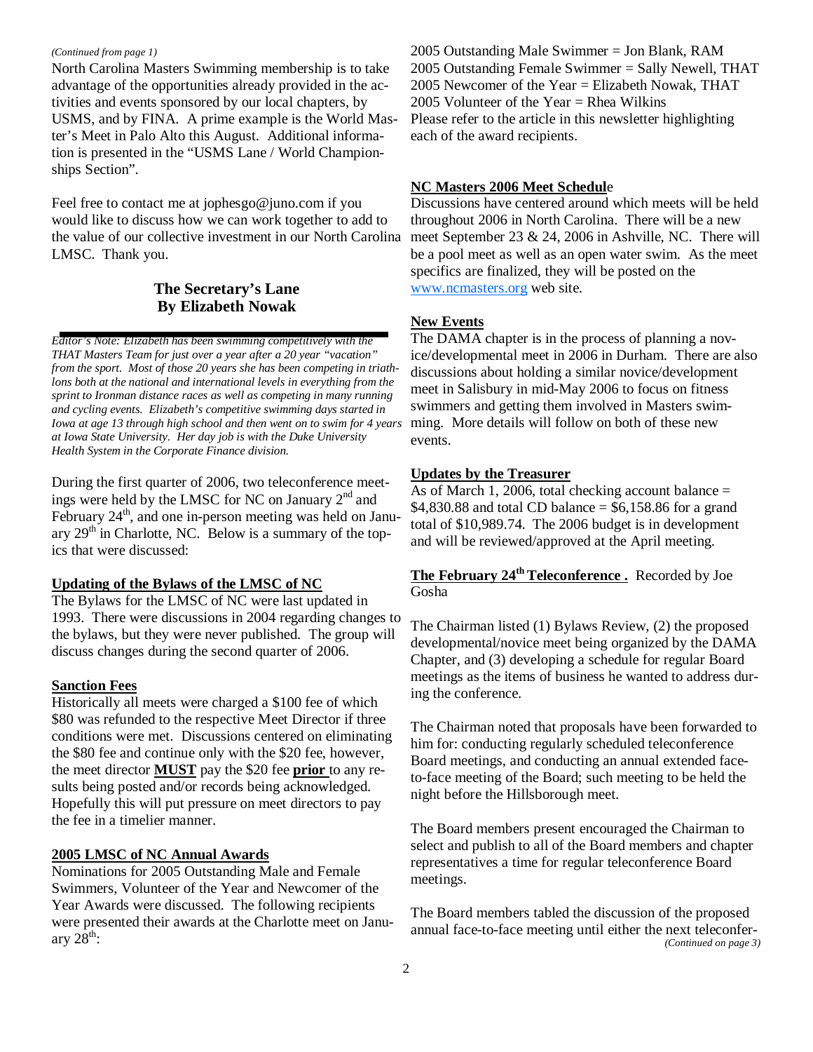*(Continued from page 1)*

North Carolina Masters Swimming membership is to take advantage of the opportunities already provided in the activities and events sponsored by our local chapters, by USMS, and by FINA. A prime example is the World Master's Meet in Palo Alto this August. Additional information is presented in the "USMS Lane / World Championships Section".

Feel free to contact me at jophesgo@juno.com if you would like to discuss how we can work together to add to the value of our collective investment in our North Carolina LMSC. Thank you.

## The Secretary's Lane
## By Elizabeth Nowak

*Editor's Note: Elizabeth has been swimming competitively with the THAT Masters Team for just over a year after a 20 year "vacation" from the sport. Most of those 20 years she has been competing in triathlons both at the national and international levels in everything from the sprint to Ironman distance races as well as competing in many running and cycling events. Elizabeth's competitive swimming days started in Iowa at age 13 through high school and then went on to swim for 4 years at Iowa State University. Her day job is with the Duke University Health System in the Corporate Finance division.*

During the first quarter of 2006, two teleconference meetings were held by the LMSC for NC on January 2nd and February 24th, and one in-person meeting was held on January 29th in Charlotte, NC. Below is a summary of the topics that were discussed:

**Updating of the Bylaws of the LMSC of NC**

The Bylaws for the LMSC of NC were last updated in 1993. There were discussions in 2004 regarding changes to the bylaws, but they were never published. The group will discuss changes during the second quarter of 2006.

**Sanction Fees**

Historically all meets were charged a $100 fee of which $80 was refunded to the respective Meet Director if three conditions were met. Discussions centered on eliminating the $80 fee and continue only with the $20 fee, however, the meet director **MUST** pay the $20 fee **prior** to any results being posted and/or records being acknowledged. Hopefully this will put pressure on meet directors to pay the fee in a timelier manner.

**2005 LMSC of NC Annual Awards**

Nominations for 2005 Outstanding Male and Female Swimmers, Volunteer of the Year and Newcomer of the Year Awards were discussed. The following recipients were presented their awards at the Charlotte meet on January 28th:

2005 Outstanding Male Swimmer = Jon Blank, RAM
2005 Outstanding Female Swimmer = Sally Newell, THAT
2005 Newcomer of the Year = Elizabeth Nowak, THAT
2005 Volunteer of the Year = Rhea Wilkins
Please refer to the article in this newsletter highlighting each of the award recipients.

**NC Masters 2006 Meet Schedule**

Discussions have centered around which meets will be held throughout 2006 in North Carolina. There will be a new meet September 23 & 24, 2006 in Ashville, NC. There will be a pool meet as well as an open water swim. As the meet specifics are finalized, they will be posted on the www.ncmasters.org web site.

**New Events**

The DAMA chapter is in the process of planning a novice/developmental meet in 2006 in Durham. There are also discussions about holding a similar novice/development meet in Salisbury in mid-May 2006 to focus on fitness swimmers and getting them involved in Masters swimming. More details will follow on both of these new events.

**Updates by the Treasurer**

As of March 1, 2006, total checking account balance = $4,830.88 and total CD balance = $6,158.86 for a grand total of $10,989.74. The 2006 budget is in development and will be reviewed/approved at the April meeting.

**The February 24th Teleconference .** Recorded by Joe Gosha

The Chairman listed (1) Bylaws Review, (2) the proposed developmental/novice meet being organized by the DAMA Chapter, and (3) developing a schedule for regular Board meetings as the items of business he wanted to address during the conference.

The Chairman noted that proposals have been forwarded to him for: conducting regularly scheduled teleconference Board meetings, and conducting an annual extended face-to-face meeting of the Board; such meeting to be held the night before the Hillsborough meet.

The Board members present encouraged the Chairman to select and publish to all of the Board members and chapter representatives a time for regular teleconference Board meetings.

The Board members tabled the discussion of the proposed annual face-to-face meeting until either the next teleconfer-

*(Continued on page 3)*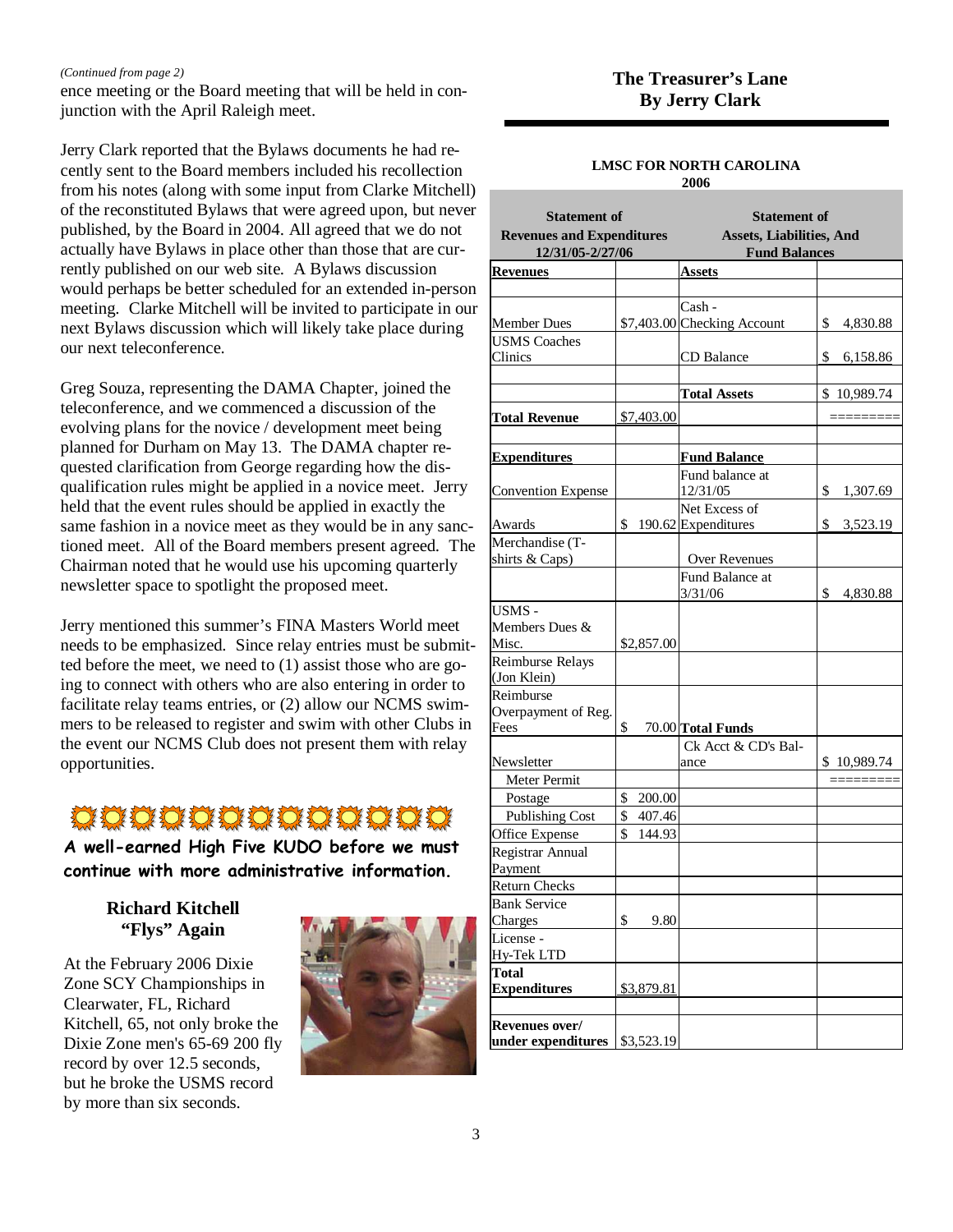*(Continued from page 2)*

ence meeting or the Board meeting that will be held in conjunction with the April Raleigh meet.

Jerry Clark reported that the Bylaws documents he had recently sent to the Board members included his recollection from his notes (along with some input from Clarke Mitchell) of the reconstituted Bylaws that were agreed upon, but never published, by the Board in 2004. All agreed that we do not actually have Bylaws in place other than those that are currently published on our web site. A Bylaws discussion would perhaps be better scheduled for an extended in-person meeting. Clarke Mitchell will be invited to participate in our next Bylaws discussion which will likely take place during our next teleconference.

Greg Souza, representing the DAMA Chapter, joined the teleconference, and we commenced a discussion of the evolving plans for the novice / development meet being planned for Durham on May 13. The DAMA chapter requested clarification from George regarding how the disqualification rules might be applied in a novice meet. Jerry held that the event rules should be applied in exactly the same fashion in a novice meet as they would be in any sanctioned meet. All of the Board members present agreed. The Chairman noted that he would use his upcoming quarterly newsletter space to spotlight the proposed meet.

Jerry mentioned this summer's FINA Masters World meet needs to be emphasized. Since relay entries must be submitted before the meet, we need to (1) assist those who are going to connect with others who are also entering in order to facilitate relay teams entries, or (2) allow our NCMS swimmers to be released to register and swim with other Clubs in the event our NCMS Club does not present them with relay opportunities.

**A well-earned High Five KUDO before we must continue with more administrative information.**

## Richard Kitchell "Flys" Again

At the February 2006 Dixie Zone SCY Championships in Clearwater, FL, Richard Kitchell, 65, not only broke the Dixie Zone men's 65-69 200 fly record by over 12.5 seconds, but he broke the USMS record by more than six seconds.

## The Treasurer's Lane
### By Jerry Clark

**LMSC FOR NORTH CAROLINA**
**2006**

| Statement of Revenues and Expenditures 12/31/05-2/27/06 | | Statement of Assets, Liabilities, And Fund Balances | |
|---|---|---|---|
| **Revenues** | | **Assets** | |
| | | | |
| Member Dues | $7,403.00 | Cash - Checking Account | $ 4,830.88 |
| USMS Coaches Clinics | | CD Balance | $ 6,158.86 |
| | | | |
| | | **Total Assets** | $ 10,989.74 |
| **Total Revenue** | $7,403.00 | | ========= |
| | | | |
| **Expenditures** | | **Fund Balance** | |
| Convention Expense | | Fund balance at 12/31/05 | $ 1,307.69 |
| Awards | $ 190.62 | Net Excess of Expenditures | $ 3,523.19 |
| Merchandise (T-shirts & Caps) | | Over Revenues | |
| | | Fund Balance at 3/31/06 | $ 4,830.88 |
| USMS - Members Dues & Misc. | $2,857.00 | | |
| Reimburse Relays (Jon Klein) | | | |
| Reimburse Overpayment of Reg. Fees | $ 70.00 | **Total Funds** | |
| Newsletter | | Ck Acct & CD's Balance | $ 10,989.74 |
| Meter Permit | | | ========= |
| Postage | $ 200.00 | | |
| Publishing Cost | $ 407.46 | | |
| Office Expense | $ 144.93 | | |
| Registrar Annual Payment | | | |
| Return Checks | | | |
| Bank Service Charges | $ 9.80 | | |
| License - Hy-Tek LTD | | | |
| **Total Expenditures** | $3,879.81 | | |
| | | | |
| **Revenues over/ under expenditures** | $3,523.19 | | |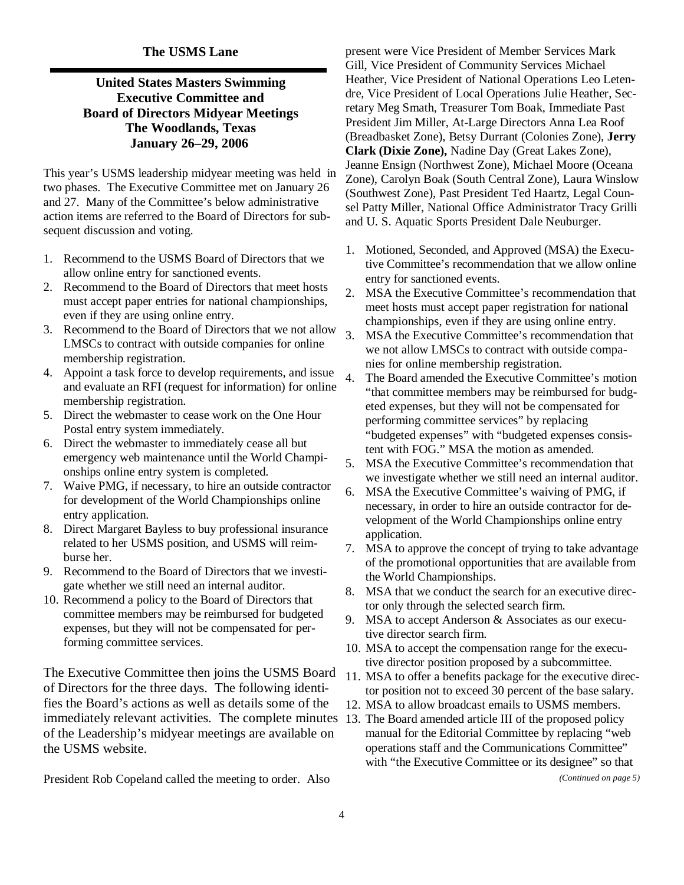## The USMS Lane

### United States Masters Swimming Executive Committee and Board of Directors Midyear Meetings The Woodlands, Texas January 26–29, 2006

This year's USMS leadership midyear meeting was held in two phases. The Executive Committee met on January 26 and 27. Many of the Committee's below administrative action items are referred to the Board of Directors for subsequent discussion and voting.

1. Recommend to the USMS Board of Directors that we allow online entry for sanctioned events.
2. Recommend to the Board of Directors that meet hosts must accept paper entries for national championships, even if they are using online entry.
3. Recommend to the Board of Directors that we not allow LMSCs to contract with outside companies for online membership registration.
4. Appoint a task force to develop requirements, and issue and evaluate an RFI (request for information) for online membership registration.
5. Direct the webmaster to cease work on the One Hour Postal entry system immediately.
6. Direct the webmaster to immediately cease all but emergency web maintenance until the World Championships online entry system is completed.
7. Waive PMG, if necessary, to hire an outside contractor for development of the World Championships online entry application.
8. Direct Margaret Bayless to buy professional insurance related to her USMS position, and USMS will reimburse her.
9. Recommend to the Board of Directors that we investigate whether we still need an internal auditor.
10. Recommend a policy to the Board of Directors that committee members may be reimbursed for budgeted expenses, but they will not be compensated for performing committee services.

The Executive Committee then joins the USMS Board of Directors for the three days. The following identifies the Board's actions as well as details some of the immediately relevant activities. The complete minutes of the Leadership's midyear meetings are available on the USMS website.

President Rob Copeland called the meeting to order. Also present were Vice President of Member Services Mark Gill, Vice President of Community Services Michael Heather, Vice President of National Operations Leo Letendre, Vice President of Local Operations Julie Heather, Secretary Meg Smath, Treasurer Tom Boak, Immediate Past President Jim Miller, At-Large Directors Anna Lea Roof (Breadbasket Zone), Betsy Durrant (Colonies Zone), **Jerry Clark (Dixie Zone),** Nadine Day (Great Lakes Zone), Jeanne Ensign (Northwest Zone), Michael Moore (Oceana Zone), Carolyn Boak (South Central Zone), Laura Winslow (Southwest Zone), Past President Ted Haartz, Legal Counsel Patty Miller, National Office Administrator Tracy Grilli and U. S. Aquatic Sports President Dale Neuburger.

1. Motioned, Seconded, and Approved (MSA) the Executive Committee's recommendation that we allow online entry for sanctioned events.
2. MSA the Executive Committee's recommendation that meet hosts must accept paper registration for national championships, even if they are using online entry.
3. MSA the Executive Committee's recommendation that we not allow LMSCs to contract with outside companies for online membership registration.
4. The Board amended the Executive Committee's motion "that committee members may be reimbursed for budgeted expenses, but they will not be compensated for performing committee services" by replacing "budgeted expenses" with "budgeted expenses consistent with FOG." MSA the motion as amended.
5. MSA the Executive Committee's recommendation that we investigate whether we still need an internal auditor.
6. MSA the Executive Committee's waiving of PMG, if necessary, in order to hire an outside contractor for development of the World Championships online entry application.
7. MSA to approve the concept of trying to take advantage of the promotional opportunities that are available from the World Championships.
8. MSA that we conduct the search for an executive director only through the selected search firm.
9. MSA to accept Anderson & Associates as our executive director search firm.
10. MSA to accept the compensation range for the executive director position proposed by a subcommittee.
11. MSA to offer a benefits package for the executive director position not to exceed 30 percent of the base salary.
12. MSA to allow broadcast emails to USMS members.
13. The Board amended article III of the proposed policy manual for the Editorial Committee by replacing "web operations staff and the Communications Committee" with "the Executive Committee or its designee" so that

*(Continued on page 5)*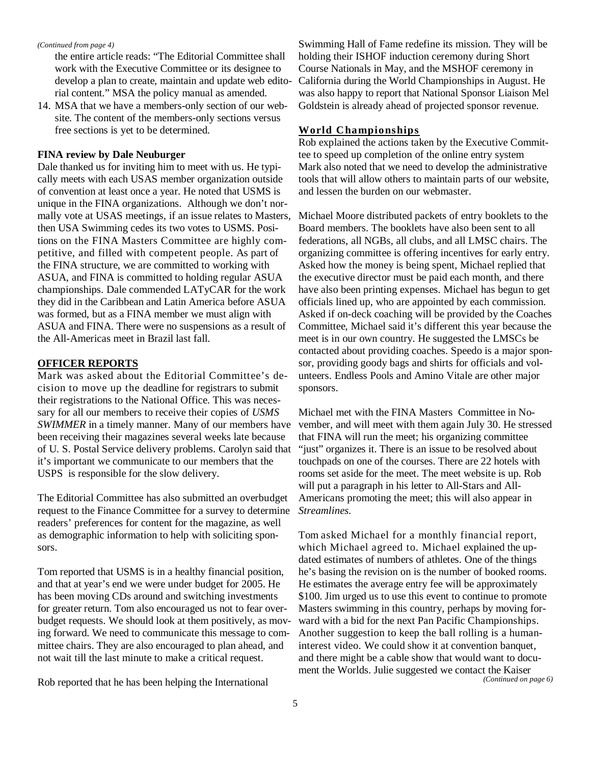*(Continued from page 4)*

the entire article reads: "The Editorial Committee shall work with the Executive Committee or its designee to develop a plan to create, maintain and update web editorial content." MSA the policy manual as amended.

14. MSA that we have a members-only section of our website. The content of the members-only sections versus free sections is yet to be determined.

**FINA review by Dale Neuburger**

Dale thanked us for inviting him to meet with us. He typically meets with each USAS member organization outside of convention at least once a year. He noted that USMS is unique in the FINA organizations. Although we don't normally vote at USAS meetings, if an issue relates to Masters, then USA Swimming cedes its two votes to USMS. Positions on the FINA Masters Committee are highly competitive, and filled with competent people. As part of the FINA structure, we are committed to working with ASUA, and FINA is committed to holding regular ASUA championships. Dale commended LATyCAR for the work they did in the Caribbean and Latin America before ASUA was formed, but as a FINA member we must align with ASUA and FINA. There were no suspensions as a result of the All-Americas meet in Brazil last fall.

## OFFICER REPORTS

Mark was asked about the Editorial Committee's decision to move up the deadline for registrars to submit their registrations to the National Office. This was necessary for all our members to receive their copies of *USMS SWIMMER* in a timely manner. Many of our members have been receiving their magazines several weeks late because of U. S. Postal Service delivery problems. Carolyn said that it's important we communicate to our members that the USPS is responsible for the slow delivery.

The Editorial Committee has also submitted an overbudget request to the Finance Committee for a survey to determine readers' preferences for content for the magazine, as well as demographic information to help with soliciting sponsors.

Tom reported that USMS is in a healthy financial position, and that at year's end we were under budget for 2005. He has been moving CDs around and switching investments for greater return. Tom also encouraged us not to fear overbudget requests. We should look at them positively, as moving forward. We need to communicate this message to committee chairs. They are also encouraged to plan ahead, and not wait till the last minute to make a critical request.

Rob reported that he has been helping the International Swimming Hall of Fame redefine its mission. They will be holding their ISHOF induction ceremony during Short Course Nationals in May, and the MSHOF ceremony in California during the World Championships in August. He was also happy to report that National Sponsor Liaison Mel Goldstein is already ahead of projected sponsor revenue.

## World Championships

Rob explained the actions taken by the Executive Committee to speed up completion of the online entry system Mark also noted that we need to develop the administrative tools that will allow others to maintain parts of our website, and lessen the burden on our webmaster.

Michael Moore distributed packets of entry booklets to the Board members. The booklets have also been sent to all federations, all NGBs, all clubs, and all LMSC chairs. The organizing committee is offering incentives for early entry. Asked how the money is being spent, Michael replied that the executive director must be paid each month, and there have also been printing expenses. Michael has begun to get officials lined up, who are appointed by each commission. Asked if on-deck coaching will be provided by the Coaches Committee, Michael said it's different this year because the meet is in our own country. He suggested the LMSCs be contacted about providing coaches. Speedo is a major sponsor, providing goody bags and shirts for officials and volunteers. Endless Pools and Amino Vitale are other major sponsors.

Michael met with the FINA Masters Committee in November, and will meet with them again July 30. He stressed that FINA will run the meet; his organizing committee "just" organizes it. There is an issue to be resolved about touchpads on one of the courses. There are 22 hotels with rooms set aside for the meet. The meet website is up. Rob will put a paragraph in his letter to All-Stars and All-Americans promoting the meet; this will also appear in *Streamlines.*

Tom asked Michael for a monthly financial report, which Michael agreed to. Michael explained the updated estimates of numbers of athletes. One of the things he's basing the revision on is the number of booked rooms. He estimates the average entry fee will be approximately $100. Jim urged us to use this event to continue to promote Masters swimming in this country, perhaps by moving forward with a bid for the next Pan Pacific Championships. Another suggestion to keep the ball rolling is a human-interest video. We could show it at convention banquet, and there might be a cable show that would want to document the Worlds. Julie suggested we contact the Kaiser

*(Continued on page 6)*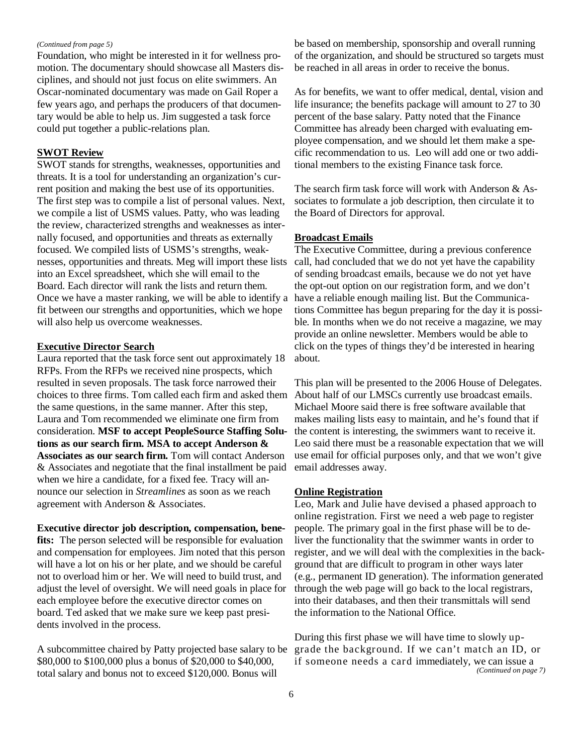*(Continued from page 5)*

Foundation, who might be interested in it for wellness promotion. The documentary should showcase all Masters disciplines, and should not just focus on elite swimmers. An Oscar-nominated documentary was made on Gail Roper a few years ago, and perhaps the producers of that documentary would be able to help us. Jim suggested a task force could put together a public-relations plan.

**SWOT Review**

SWOT stands for strengths, weaknesses, opportunities and threats. It is a tool for understanding an organization's current position and making the best use of its opportunities. The first step was to compile a list of personal values. Next, we compile a list of USMS values. Patty, who was leading the review, characterized strengths and weaknesses as internally focused, and opportunities and threats as externally focused. We compiled lists of USMS's strengths, weaknesses, opportunities and threats. Meg will import these lists into an Excel spreadsheet, which she will email to the Board. Each director will rank the lists and return them. Once we have a master ranking, we will be able to identify a fit between our strengths and opportunities, which we hope will also help us overcome weaknesses.

**Executive Director Search**

Laura reported that the task force sent out approximately 18 RFPs. From the RFPs we received nine prospects, which resulted in seven proposals. The task force narrowed their choices to three firms. Tom called each firm and asked them the same questions, in the same manner. After this step, Laura and Tom recommended we eliminate one firm from consideration. **MSF to accept PeopleSource Staffing Solutions as our search firm. MSA to accept Anderson & Associates as our search firm.** Tom will contact Anderson & Associates and negotiate that the final installment be paid when we hire a candidate, for a fixed fee. Tracy will announce our selection in *Streamlines* as soon as we reach agreement with Anderson & Associates.

**Executive director job description, compensation, benefits:** The person selected will be responsible for evaluation and compensation for employees. Jim noted that this person will have a lot on his or her plate, and we should be careful not to overload him or her. We will need to build trust, and adjust the level of oversight. We will need goals in place for each employee before the executive director comes on board. Ted asked that we make sure we keep past presidents involved in the process.

A subcommittee chaired by Patty projected base salary to be $80,000 to $100,000 plus a bonus of $20,000 to $40,000, total salary and bonus not to exceed $120,000. Bonus will be based on membership, sponsorship and overall running of the organization, and should be structured so targets must be reached in all areas in order to receive the bonus.

As for benefits, we want to offer medical, dental, vision and life insurance; the benefits package will amount to 27 to 30 percent of the base salary. Patty noted that the Finance Committee has already been charged with evaluating employee compensation, and we should let them make a specific recommendation to us. Leo will add one or two additional members to the existing Finance task force.

The search firm task force will work with Anderson & Associates to formulate a job description, then circulate it to the Board of Directors for approval.

**Broadcast Emails**

The Executive Committee, during a previous conference call, had concluded that we do not yet have the capability of sending broadcast emails, because we do not yet have the opt-out option on our registration form, and we don't have a reliable enough mailing list. But the Communications Committee has begun preparing for the day it is possible. In months when we do not receive a magazine, we may provide an online newsletter. Members would be able to click on the types of things they'd be interested in hearing about.

This plan will be presented to the 2006 House of Delegates. About half of our LMSCs currently use broadcast emails. Michael Moore said there is free software available that makes mailing lists easy to maintain, and he's found that if the content is interesting, the swimmers want to receive it. Leo said there must be a reasonable expectation that we will use email for official purposes only, and that we won't give email addresses away.

**Online Registration**

Leo, Mark and Julie have devised a phased approach to online registration. First we need a web page to register people. The primary goal in the first phase will be to deliver the functionality that the swimmer wants in order to register, and we will deal with the complexities in the background that are difficult to program in other ways later (e.g., permanent ID generation). The information generated through the web page will go back to the local registrars, into their databases, and then their transmittals will send the information to the National Office.

During this first phase we will have time to slowly upgrade the background. If we can't match an ID, or if someone needs a card immediately, we can issue a

*(Continued on page 7)*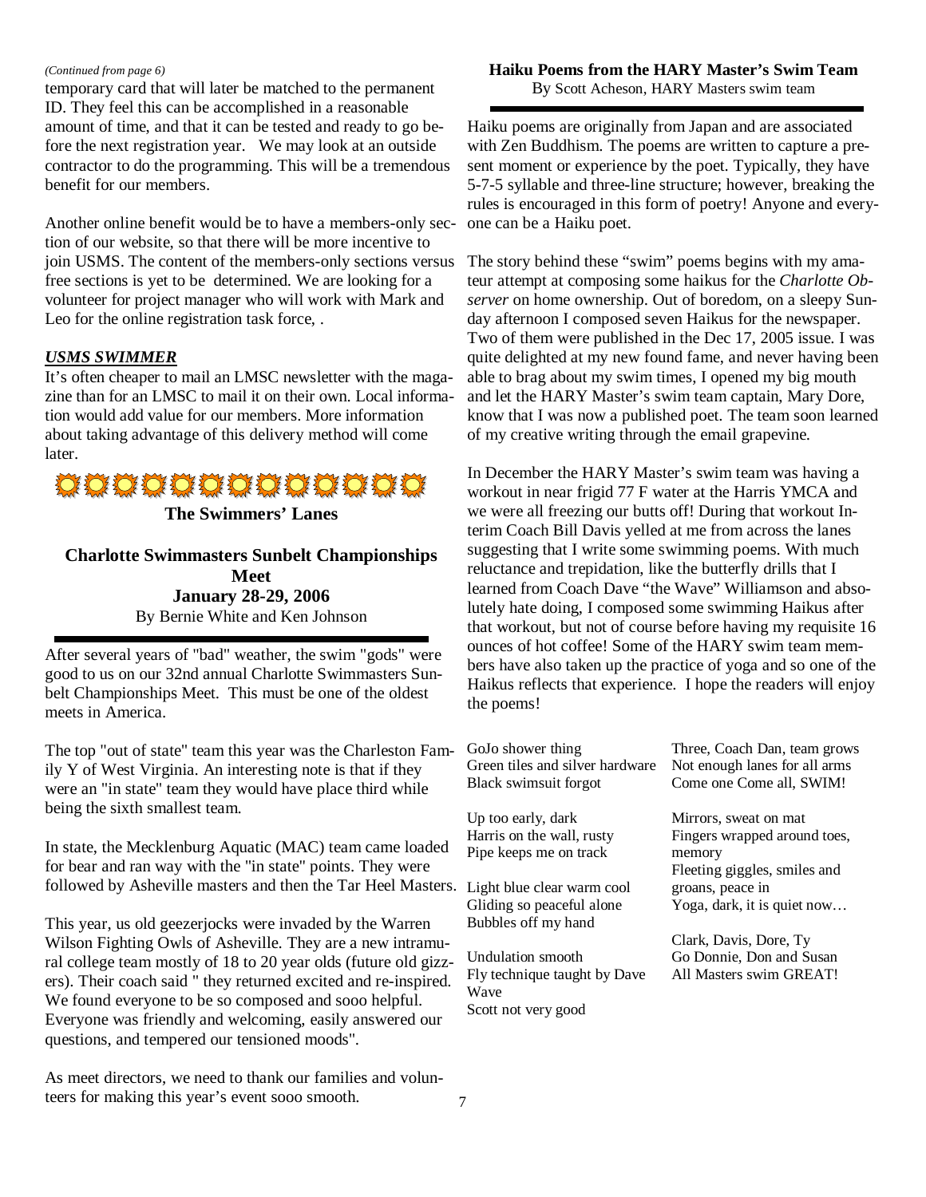*(Continued from page 6)*

temporary card that will later be matched to the permanent ID. They feel this can be accomplished in a reasonable amount of time, and that it can be tested and ready to go before the next registration year. We may look at an outside contractor to do the programming. This will be a tremendous benefit for our members.

Another online benefit would be to have a members-only section of our website, so that there will be more incentive to join USMS. The content of the members-only sections versus free sections is yet to be determined. We are looking for a volunteer for project manager who will work with Mark and Leo for the online registration task force, .

***USMS SWIMMER***

It's often cheaper to mail an LMSC newsletter with the magazine than for an LMSC to mail it on their own. Local information would add value for our members. More information about taking advantage of this delivery method will come later.

## The Swimmers' Lanes

### Charlotte Swimmasters Sunbelt Championships Meet
### January 28-29, 2006

By Bernie White and Ken Johnson

After several years of "bad" weather, the swim "gods" were good to us on our 32nd annual Charlotte Swimmasters Sunbelt Championships Meet. This must be one of the oldest meets in America.

The top "out of state" team this year was the Charleston Family Y of West Virginia. An interesting note is that if they were an "in state" team they would have place third while being the sixth smallest team.

In state, the Mecklenburg Aquatic (MAC) team came loaded for bear and ran way with the "in state" points. They were followed by Asheville masters and then the Tar Heel Masters.

This year, us old geezerjocks were invaded by the Warren Wilson Fighting Owls of Asheville. They are a new intramural college team mostly of 18 to 20 year olds (future old gizzers). Their coach said " they returned excited and re-inspired. We found everyone to be so composed and sooo helpful. Everyone was friendly and welcoming, easily answered our questions, and tempered our tensioned moods".

As meet directors, we need to thank our families and volunteers for making this year's event sooo smooth.

### Haiku Poems from the HARY Master's Swim Team

By Scott Acheson, HARY Masters swim team

Haiku poems are originally from Japan and are associated with Zen Buddhism. The poems are written to capture a present moment or experience by the poet. Typically, they have 5-7-5 syllable and three-line structure; however, breaking the rules is encouraged in this form of poetry! Anyone and everyone can be a Haiku poet.

The story behind these "swim" poems begins with my amateur attempt at composing some haikus for the *Charlotte Observer* on home ownership. Out of boredom, on a sleepy Sunday afternoon I composed seven Haikus for the newspaper. Two of them were published in the Dec 17, 2005 issue. I was quite delighted at my new found fame, and never having been able to brag about my swim times, I opened my big mouth and let the HARY Master's swim team captain, Mary Dore, know that I was now a published poet. The team soon learned of my creative writing through the email grapevine.

In December the HARY Master's swim team was having a workout in near frigid 77 F water at the Harris YMCA and we were all freezing our butts off! During that workout Interim Coach Bill Davis yelled at me from across the lanes suggesting that I write some swimming poems. With much reluctance and trepidation, like the butterfly drills that I learned from Coach Dave "the Wave" Williamson and absolutely hate doing, I composed some swimming Haikus after that workout, but not of course before having my requisite 16 ounces of hot coffee! Some of the HARY swim team members have also taken up the practice of yoga and so one of the Haikus reflects that experience. I hope the readers will enjoy the poems!

GoJo shower thing
Green tiles and silver hardware
Black swimsuit forgot

Up too early, dark
Harris on the wall, rusty
Pipe keeps me on track

Light blue clear warm cool
Gliding so peaceful alone
Bubbles off my hand

Undulation smooth
Fly technique taught by Dave Wave
Scott not very good

Three, Coach Dan, team grows
Not enough lanes for all arms
Come one Come all, SWIM!

Mirrors, sweat on mat
Fingers wrapped around toes, memory
Fleeting giggles, smiles and groans, peace in
Yoga, dark, it is quiet now…

Clark, Davis, Dore, Ty
Go Donnie, Don and Susan
All Masters swim GREAT!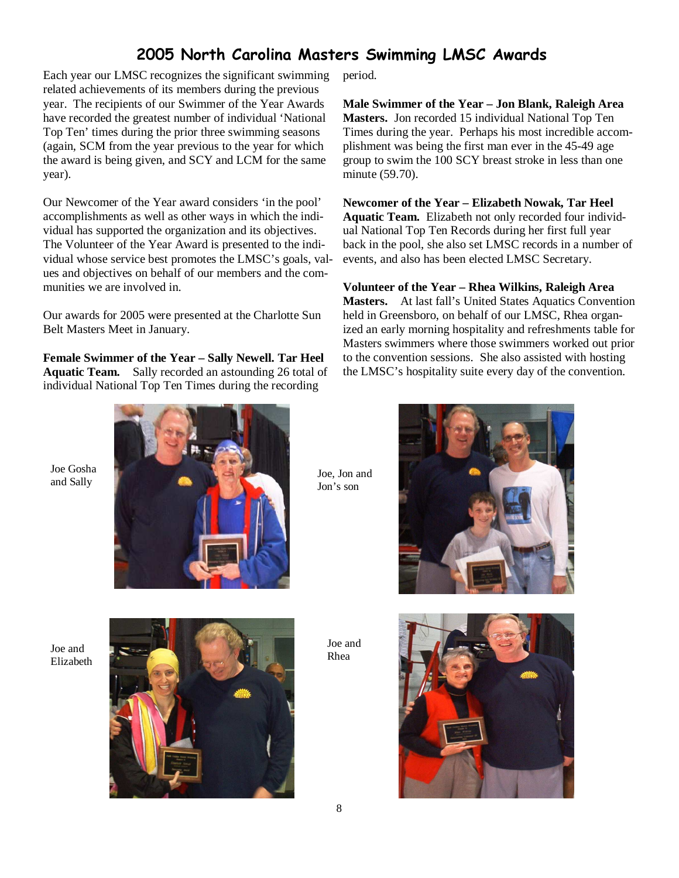# 2005 North Carolina Masters Swimming LMSC Awards

Each year our LMSC recognizes the significant swimming related achievements of its members during the previous year. The recipients of our Swimmer of the Year Awards have recorded the greatest number of individual 'National Top Ten' times during the prior three swimming seasons (again, SCM from the year previous to the year for which the award is being given, and SCY and LCM for the same year).

Our Newcomer of the Year award considers 'in the pool' accomplishments as well as other ways in which the individual has supported the organization and its objectives. The Volunteer of the Year Award is presented to the individual whose service best promotes the LMSC's goals, values and objectives on behalf of our members and the communities we are involved in.

Our awards for 2005 were presented at the Charlotte Sun Belt Masters Meet in January.

**Female Swimmer of the Year – Sally Newell. Tar Heel Aquatic Team.** Sally recorded an astounding 26 total of individual National Top Ten Times during the recording period.

**Male Swimmer of the Year – Jon Blank, Raleigh Area Masters.** Jon recorded 15 individual National Top Ten Times during the year. Perhaps his most incredible accomplishment was being the first man ever in the 45-49 age group to swim the 100 SCY breast stroke in less than one minute (59.70).

**Newcomer of the Year – Elizabeth Nowak, Tar Heel Aquatic Team.** Elizabeth not only recorded four individual National Top Ten Records during her first full year back in the pool, she also set LMSC records in a number of events, and also has been elected LMSC Secretary.

**Volunteer of the Year – Rhea Wilkins, Raleigh Area Masters.** At last fall's United States Aquatics Convention held in Greensboro, on behalf of our LMSC, Rhea organized an early morning hospitality and refreshments table for Masters swimmers where those swimmers worked out prior to the convention sessions. She also assisted with hosting the LMSC's hospitality suite every day of the convention.

Joe Gosha and Sally

Joe, Jon and Jon's son

Joe and Elizabeth

Joe and Rhea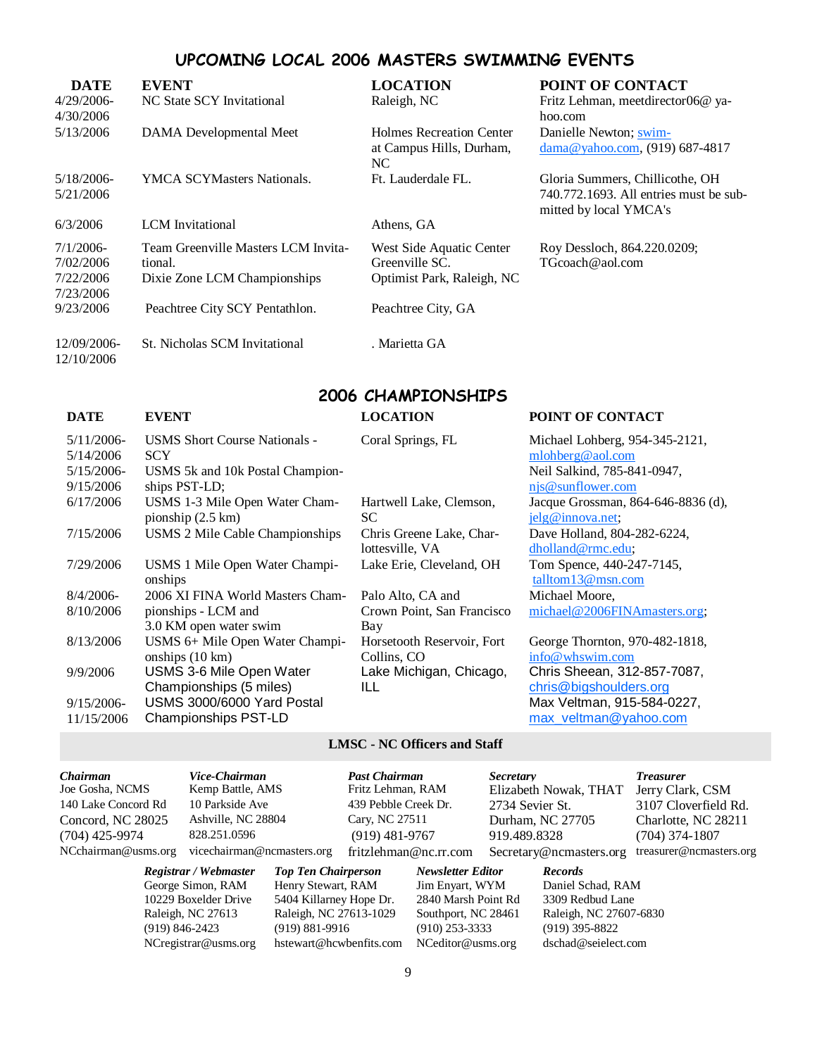## UPCOMING LOCAL 2006 MASTERS SWIMMING EVENTS

| DATE | EVENT | LOCATION | POINT OF CONTACT |
|---|---|---|---|
| 4/29/2006-4/30/2006 | NC State SCY Invitational | Raleigh, NC | Fritz Lehman, meetdirector06@ yahoo.com |
| 5/13/2006 | DAMA Developmental Meet | Holmes Recreation Center at Campus Hills, Durham, NC | Danielle Newton; swim-dama@yahoo.com, (919) 687-4817 |
| 5/18/2006-5/21/2006 | YMCA SCYMasters Nationals. | Ft. Lauderdale FL. | Gloria Summers, Chillicothe, OH 740.772.1693. All entries must be submitted by local YMCA's |
| 6/3/2006 | LCM Invitational | Athens, GA | |
| 7/1/2006-7/02/2006 | Team Greenville Masters LCM Invitational. | West Side Aquatic Center Greenville SC. | Roy Dessloch, 864.220.0209; TGcoach@aol.com |
| 7/22/2006 7/23/2006 | Dixie Zone LCM Championships | Optimist Park, Raleigh, NC | |
| 9/23/2006 | Peachtree City SCY Pentathlon. | Peachtree City, GA | |
| 12/09/2006-12/10/2006 | St. Nicholas SCM Invitational | . Marietta GA | |

## 2006 CHAMPIONSHIPS

| DATE | EVENT | LOCATION | POINT OF CONTACT |
|---|---|---|---|
| 5/11/2006-5/14/2006 | USMS Short Course Nationals - SCY | Coral Springs, FL | Michael Lohberg, 954-345-2121, mlohberg@aol.com |
| 5/15/2006-9/15/2006 | USMS 5k and 10k Postal Championships PST-LD; | | Neil Salkind, 785-841-0947, njs@sunflower.com |
| 6/17/2006 | USMS 1-3 Mile Open Water Championship (2.5 km) | Hartwell Lake, Clemson, SC | Jacque Grossman, 864-646-8836 (d), jelg@innova.net; |
| 7/15/2006 | USMS 2 Mile Cable Championships | Chris Greene Lake, Charlottesville, VA | Dave Holland, 804-282-6224, dholland@rmc.edu; |
| 7/29/2006 | USMS 1 Mile Open Water Championships | Lake Erie, Cleveland, OH | Tom Spence, 440-247-7145, talltom13@msn.com |
| 8/4/2006-8/10/2006 | 2006 XI FINA World Masters Championships - LCM and 3.0 KM open water swim | Palo Alto, CA and Crown Point, San Francisco Bay | Michael Moore, michael@2006FINAmasters.org; |
| 8/13/2006 | USMS 6+ Mile Open Water Championships (10 km) | Horsetooth Reservoir, Fort Collins, CO | George Thornton, 970-482-1818, info@whswim.com |
| 9/9/2006 | USMS 3-6 Mile Open Water Championships (5 miles) | Lake Michigan, Chicago, ILL | Chris Sheean, 312-857-7087, chris@bigshoulders.org |
| 9/15/2006-11/15/2006 | USMS 3000/6000 Yard Postal Championships PST-LD | | Max Veltman, 915-584-0227, max_veltman@yahoo.com |

### LMSC - NC Officers and Staff

***Chairman***
Joe Gosha, NCMS
140 Lake Concord Rd
Concord, NC 28025
(704) 425-9974
NCchairman@usms.org

***Vice-Chairman***
Kemp Battle, AMS
10 Parkside Ave
Ashville, NC 28804
828.251.0596
vicechairman@ncmasters.org

***Past Chairman***
Fritz Lehman, RAM
439 Pebble Creek Dr.
Cary, NC 27511
(919) 481-9767
fritzlehman@nc.rr.com

***Secretary***
Elizabeth Nowak, THAT
2734 Sevier St.
Durham, NC 27705
919.489.8328
Secretary@ncmasters.org

***Treasurer***
Jerry Clark, CSM
3107 Cloverfield Rd.
Charlotte, NC 28211
(704) 374-1807
treasurer@ncmasters.org

***Registrar / Webmaster***
George Simon, RAM
10229 Boxelder Drive
Raleigh, NC 27613
(919) 846-2423
NCregistrar@usms.org

***Top Ten Chairperson***
Henry Stewart, RAM
5404 Killarney Hope Dr.
Raleigh, NC 27613-1029
(919) 881-9916
hstewart@hcwbenfits.com

***Newsletter Editor***
Jim Enyart, WYM
2840 Marsh Point Rd
Southport, NC 28461
(910) 253-3333
NCeditor@usms.org

***Records***
Daniel Schad, RAM
3309 Redbud Lane
Raleigh, NC 27607-6830
(919) 395-8822
dschad@seielect.com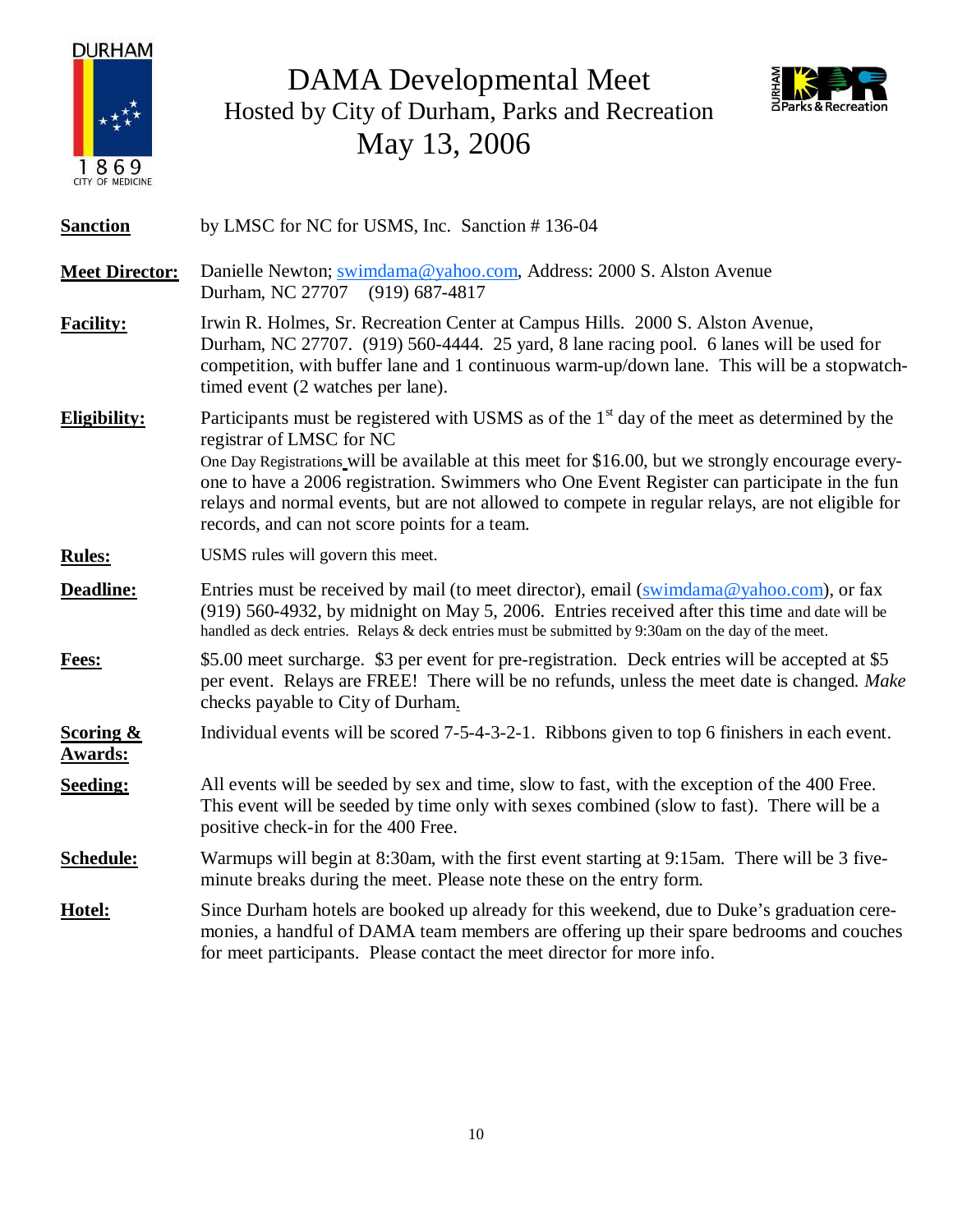# DAMA Developmental Meet

## Hosted by City of Durham, Parks and Recreation

## May 13, 2006

**Sanction** by LMSC for NC for USMS, Inc. Sanction # 136-04

**Meet Director:** Danielle Newton; swimdama@yahoo.com, Address: 2000 S. Alston Avenue Durham, NC 27707 (919) 687-4817

**Facility:** Irwin R. Holmes, Sr. Recreation Center at Campus Hills. 2000 S. Alston Avenue, Durham, NC 27707. (919) 560-4444. 25 yard, 8 lane racing pool. 6 lanes will be used for competition, with buffer lane and 1 continuous warm-up/down lane. This will be a stopwatch-timed event (2 watches per lane).

**Eligibility:** Participants must be registered with USMS as of the 1st day of the meet as determined by the registrar of LMSC for NC
One Day Registrations will be available at this meet for $16.00, but we strongly encourage everyone to have a 2006 registration. Swimmers who One Event Register can participate in the fun relays and normal events, but are not allowed to compete in regular relays, are not eligible for records, and can not score points for a team.

**Rules:** USMS rules will govern this meet.

**Deadline:** Entries must be received by mail (to meet director), email (swimdama@yahoo.com), or fax (919) 560-4932, by midnight on May 5, 2006. Entries received after this time and date will be handled as deck entries. Relays & deck entries must be submitted by 9:30am on the day of the meet.

**Fees:** $5.00 meet surcharge. $3 per event for pre-registration. Deck entries will be accepted at $5 per event. Relays are FREE! There will be no refunds, unless the meet date is changed. *Make* checks payable to City of Durham.

**Scoring & Awards:** Individual events will be scored 7-5-4-3-2-1. Ribbons given to top 6 finishers in each event.

**Seeding:** All events will be seeded by sex and time, slow to fast, with the exception of the 400 Free. This event will be seeded by time only with sexes combined (slow to fast). There will be a positive check-in for the 400 Free.

**Schedule:** Warmups will begin at 8:30am, with the first event starting at 9:15am. There will be 3 five-minute breaks during the meet. Please note these on the entry form.

**Hotel:** Since Durham hotels are booked up already for this weekend, due to Duke's graduation ceremonies, a handful of DAMA team members are offering up their spare bedrooms and couches for meet participants. Please contact the meet director for more info.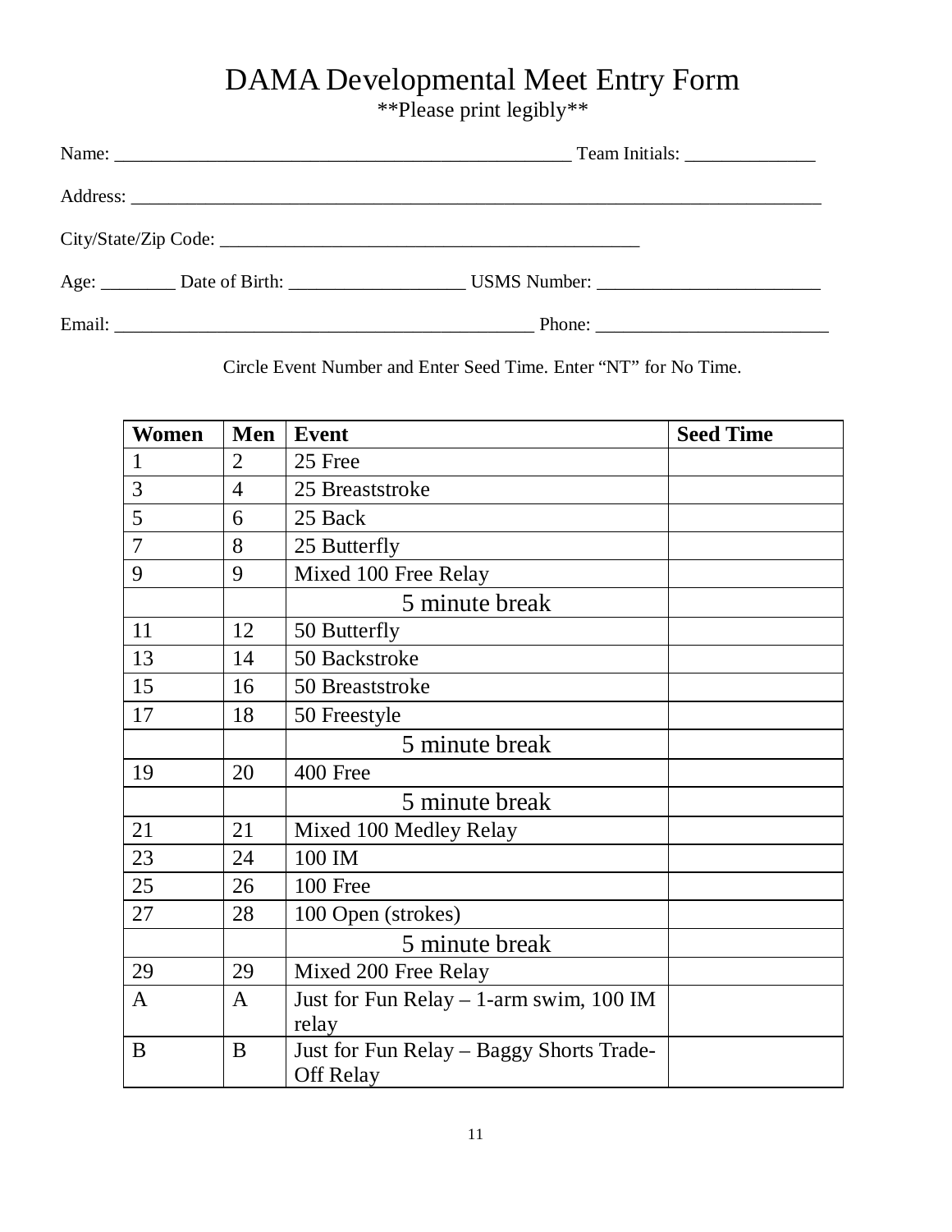# DAMA Developmental Meet Entry Form

**Please print legibly**

Name: ___________________________________________________ Team Initials: ______________

Address: ______________________________________________________________________________

City/State/Zip Code: _______________________________________________

Age: ________ Date of Birth: ___________________ USMS Number: ________________________

Email: _______________________________________________ Phone: _________________________

Circle Event Number and Enter Seed Time. Enter "NT" for No Time.

| Women | Men | Event | Seed Time |
|---|---|---|---|
| 1 | 2 | 25 Free | |
| 3 | 4 | 25 Breaststroke | |
| 5 | 6 | 25 Back | |
| 7 | 8 | 25 Butterfly | |
| 9 | 9 | Mixed 100 Free Relay | |
| | | 5 minute break | |
| 11 | 12 | 50 Butterfly | |
| 13 | 14 | 50 Backstroke | |
| 15 | 16 | 50 Breaststroke | |
| 17 | 18 | 50 Freestyle | |
| | | 5 minute break | |
| 19 | 20 | 400 Free | |
| | | 5 minute break | |
| 21 | 21 | Mixed 100 Medley Relay | |
| 23 | 24 | 100 IM | |
| 25 | 26 | 100 Free | |
| 27 | 28 | 100 Open (strokes) | |
| | | 5 minute break | |
| 29 | 29 | Mixed 200 Free Relay | |
| A | A | Just for Fun Relay – 1-arm swim, 100 IM relay | |
| B | B | Just for Fun Relay – Baggy Shorts Trade-Off Relay | |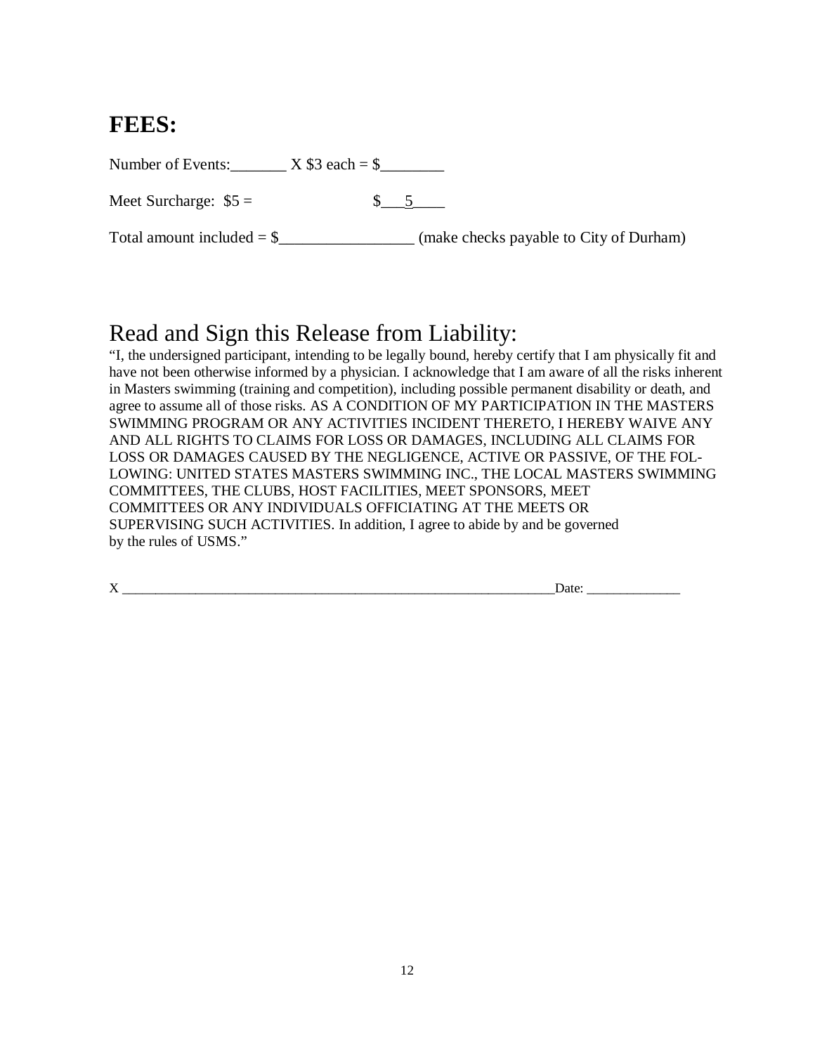## FEES:

Number of Events:_______ X $3 each = $________

Meet Surcharge: $5 = $___5____

Total amount included = $_________________ (make checks payable to City of Durham)

## Read and Sign this Release from Liability:

"I, the undersigned participant, intending to be legally bound, hereby certify that I am physically fit and have not been otherwise informed by a physician. I acknowledge that I am aware of all the risks inherent in Masters swimming (training and competition), including possible permanent disability or death, and agree to assume all of those risks. AS A CONDITION OF MY PARTICIPATION IN THE MASTERS SWIMMING PROGRAM OR ANY ACTIVITIES INCIDENT THERETO, I HEREBY WAIVE ANY AND ALL RIGHTS TO CLAIMS FOR LOSS OR DAMAGES, INCLUDING ALL CLAIMS FOR LOSS OR DAMAGES CAUSED BY THE NEGLIGENCE, ACTIVE OR PASSIVE, OF THE FOL-LOWING: UNITED STATES MASTERS SWIMMING INC., THE LOCAL MASTERS SWIMMING COMMITTEES, THE CLUBS, HOST FACILITIES, MEET SPONSORS, MEET COMMITTEES OR ANY INDIVIDUALS OFFICIATING AT THE MEETS OR SUPERVISING SUCH ACTIVITIES. In addition, I agree to abide by and be governed by the rules of USMS."

X _______________________________________________________________Date: ______________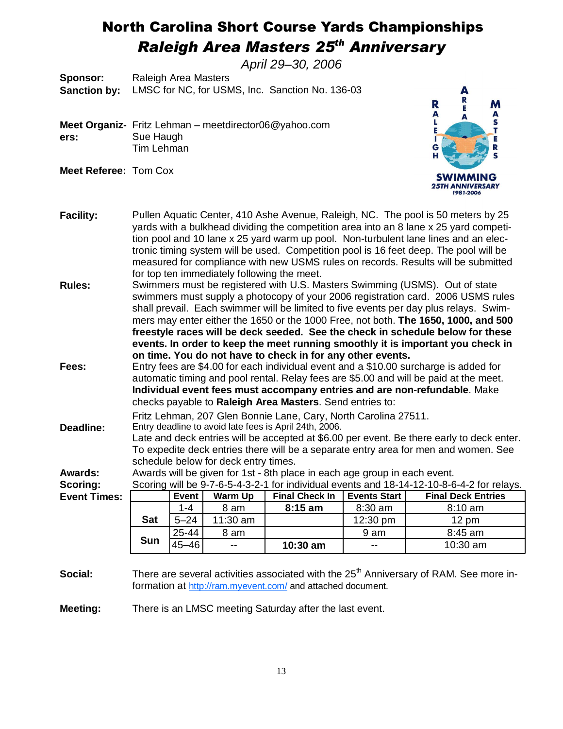# North Carolina Short Course Yards Championships

## *Raleigh Area Masters 25th Anniversary*

*April 29–30, 2006*

**Sponsor:** Raleigh Area Masters

**Sanction by:** LMSC for NC, for USMS, Inc. Sanction No. 136-03

**Meet Organizers:** Fritz Lehman – meetdirector06@yahoo.com
Sue Haugh
Tim Lehman

**Meet Referee:** Tom Cox

**Facility:** Pullen Aquatic Center, 410 Ashe Avenue, Raleigh, NC. The pool is 50 meters by 25 yards with a bulkhead dividing the competition area into an 8 lane x 25 yard competition pool and 10 lane x 25 yard warm up pool. Non-turbulent lane lines and an electronic timing system will be used. Competition pool is 16 feet deep. The pool will be measured for compliance with new USMS rules on records. Results will be submitted for top ten immediately following the meet.

**Rules:** Swimmers must be registered with U.S. Masters Swimming (USMS). Out of state swimmers must supply a photocopy of your 2006 registration card. 2006 USMS rules shall prevail. Each swimmer will be limited to five events per day plus relays. Swimmers may enter either the 1650 or the 1000 Free, not both. **The 1650, 1000, and 500 freestyle races will be deck seeded. See the check in schedule below for these events. In order to keep the meet running smoothly it is important you check in on time. You do not have to check in for any other events.**

**Fees:** Entry fees are $4.00 for each individual event and a $10.00 surcharge is added for automatic timing and pool rental. Relay fees are $5.00 and will be paid at the meet. **Individual event fees must accompany entries and are non-refundable**. Make checks payable to **Raleigh Area Masters**. Send entries to:

Fritz Lehman, 207 Glen Bonnie Lane, Cary, North Carolina 27511.

**Deadline:** Entry deadline to avoid late fees is April 24th, 2006.
Late and deck entries will be accepted at $6.00 per event. Be there early to deck enter. To expedite deck entries there will be a separate entry area for men and women. See schedule below for deck entry times.

**Awards:** Awards will be given for 1st - 8th place in each age group in each event.

**Scoring:** Scoring will be 9-7-6-5-4-3-2-1 for individual events and 18-14-12-10-8-6-4-2 for relays.

**Event Times:**

| | Event | Warm Up | Final Check In | Events Start | Final Deck Entries |
|---|---|---|---|---|---|
| Sat | 1-4 | 8 am | **8:15 am** | 8:30 am | 8:10 am |
| | 5–24 | 11:30 am | | 12:30 pm | 12 pm |
| Sun | 25-44 | 8 am | | 9 am | 8:45 am |
| | 45–46 | -- | **10:30 am** | -- | 10:30 am |

**Social:** There are several activities associated with the 25th Anniversary of RAM. See more information at http://ram.myevent.com/ and attached document.

**Meeting:** There is an LMSC meeting Saturday after the last event.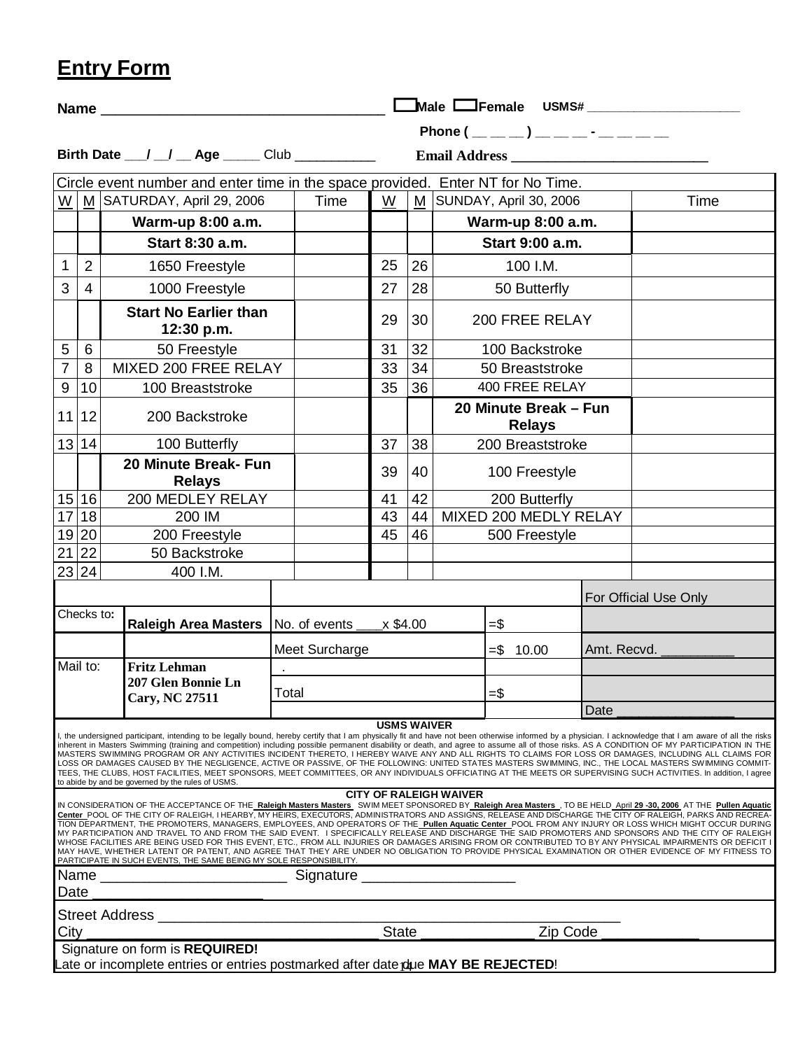# Entry Form

**Name** ___________________________________ ☐ **Male** ☐ **Female** **USMS#** ______________________

**Phone (** __ __ __ **)** __ __ __ **-** __ __ __ __

**Birth Date** ___/ __/ __ **Age** _____ Club ___________ **Email Address** ___________________________

Circle event number and enter time in the space provided. Enter NT for No Time.

| W | M | SATURDAY, April 29, 2006 | Time | W | M | SUNDAY, April 30, 2006 | Time |
|---|---|---|---|---|---|---|---|
| | | **Warm-up 8:00 a.m.** | | | | **Warm-up 8:00 a.m.** | |
| | | **Start 8:30 a.m.** | | | | **Start 9:00 a.m.** | |
| 1 | 2 | 1650 Freestyle | | 25 | 26 | 100 I.M. | |
| 3 | 4 | 1000 Freestyle | | 27 | 28 | 50 Butterfly | |
| | | **Start No Earlier than 12:30 p.m.** | | 29 | 30 | 200 FREE RELAY | |
| 5 | 6 | 50 Freestyle | | 31 | 32 | 100 Backstroke | |
| 7 | 8 | MIXED 200 FREE RELAY | | 33 | 34 | 50 Breaststroke | |
| 9 | 10 | 100 Breaststroke | | 35 | 36 | 400 FREE RELAY | |
| 11 | 12 | 200 Backstroke | | | | **20 Minute Break – Fun Relays** | |
| 13 | 14 | 100 Butterfly | | 37 | 38 | 200 Breaststroke | |
| | | **20 Minute Break- Fun Relays** | | 39 | 40 | 100 Freestyle | |
| 15 | 16 | 200 MEDLEY RELAY | | 41 | 42 | 200 Butterfly | |
| 17 | 18 | 200 IM | | 43 | 44 | MIXED 200 MEDLY RELAY | |
| 19 | 20 | 200 Freestyle | | 45 | 46 | 500 Freestyle | |
| 21 | 22 | 50 Backstroke | | | | | |
| 23 | 24 | 400 I.M. | | | | | |

| | | | | For Official Use Only |
|---|---|---|---|---|
| Checks to: | **Raleigh Area Masters** | No. of events ____x $4.00 | =$ | |
| | | Meet Surcharge | =$ 10.00 | Amt. Recvd. __________ |
| Mail to: | **Fritz Lehman**<br>**207 Glen Bonnie Ln**<br>**Cary, NC 27511** | . | | |
| | | Total | =$ | |
| | | | | Date ________________ |

**USMS WAIVER**

I, the undersigned participant, intending to be legally bound, hereby certify that I am physically fit and have not been otherwise informed by a physician. I acknowledge that I am aware of all the risks inherent in Masters Swimming (training and competition) including possible permanent disability or death, and agree to assume all of those risks. AS A CONDITION OF MY PARTICIPATION IN THE MASTERS SWIMMING PROGRAM OR ANY ACTIVITIES INCIDENT THERETO, I HEREBY WAIVE ANY AND ALL RIGHTS TO CLAIMS FOR LOSS OR DAMAGES, INCLUDING ALL CLAIMS FOR LOSS OR DAMAGES CAUSED BY THE NEGLIGENCE, ACTIVE OR PASSIVE, OF THE FOLLOWING: UNITED STATES MASTERS SWIMMING, INC., THE LOCAL MASTERS SWIMMING COMMITTEES, THE CLUBS, HOST FACILITIES, MEET SPONSORS, MEET COMMITTEES, OR ANY INDIVIDUALS OFFICIATING AT THE MEETS OR SUPERVISING SUCH ACTIVITIES. In addition, I agree to abide by and be governed by the rules of USMS.

**CITY OF RALEIGH WAIVER**

IN CONSIDERATION OF THE ACCEPTANCE OF THE **Raleigh Masters Masters** SWIM MEET SPONSORED BY **Raleigh Area Masters**, TO BE HELD **April 29 -30, 2006** AT THE **Pullen Aquatic Center** POOL OF THE CITY OF RALEIGH, I HEARBY, MY HEIRS, EXECUTORS, ADMINISTRATORS AND ASSIGNS, RELEASE AND DISCHARGE THE CITY OF RALEIGH, PARKS AND RECREATION DEPARTMENT, THE PROMOTERS, MANAGERS, EMPLOYEES, AND OPERATORS OF THE **Pullen Aquatic Center** POOL FROM ANY INJURY OR LOSS WHICH MIGHT OCCUR DURING MY PARTICIPATION AND TRAVEL TO AND FROM THE SAID EVENT. I SPECIFICALLY RELEASE AND DISCHARGE THE SAID PROMOTERS AND SPONSORS AND THE CITY OF RALEIGH WHOSE FACILITIES ARE BEING USED FOR THIS EVENT, ETC., FROM ALL INJURIES OR DAMAGES ARISING FROM OR CONTRIBUTED TO BY ANY PHYSICAL IMPAIRMENTS OR DEFICIT I MAY HAVE, WHETHER LATENT OR PATENT, AND AGREE THAT THEY ARE UNDER NO OBLIGATION TO PROVIDE PHYSICAL EXAMINATION OR OTHER EVIDENCE OF MY FITNESS TO PARTICIPATE IN SUCH EVENTS, THE SAME BEING MY SOLE RESPONSIBILITY.

Name ______________________ Signature ___________________
Date _____________________

Street Address ___________________________________________________________
City _________________________________ State _____________ Zip Code ____________

Signature on form is **REQUIRED!**
Late or incomplete entries or entries postmarked after date due **MAY BE REJECTED**!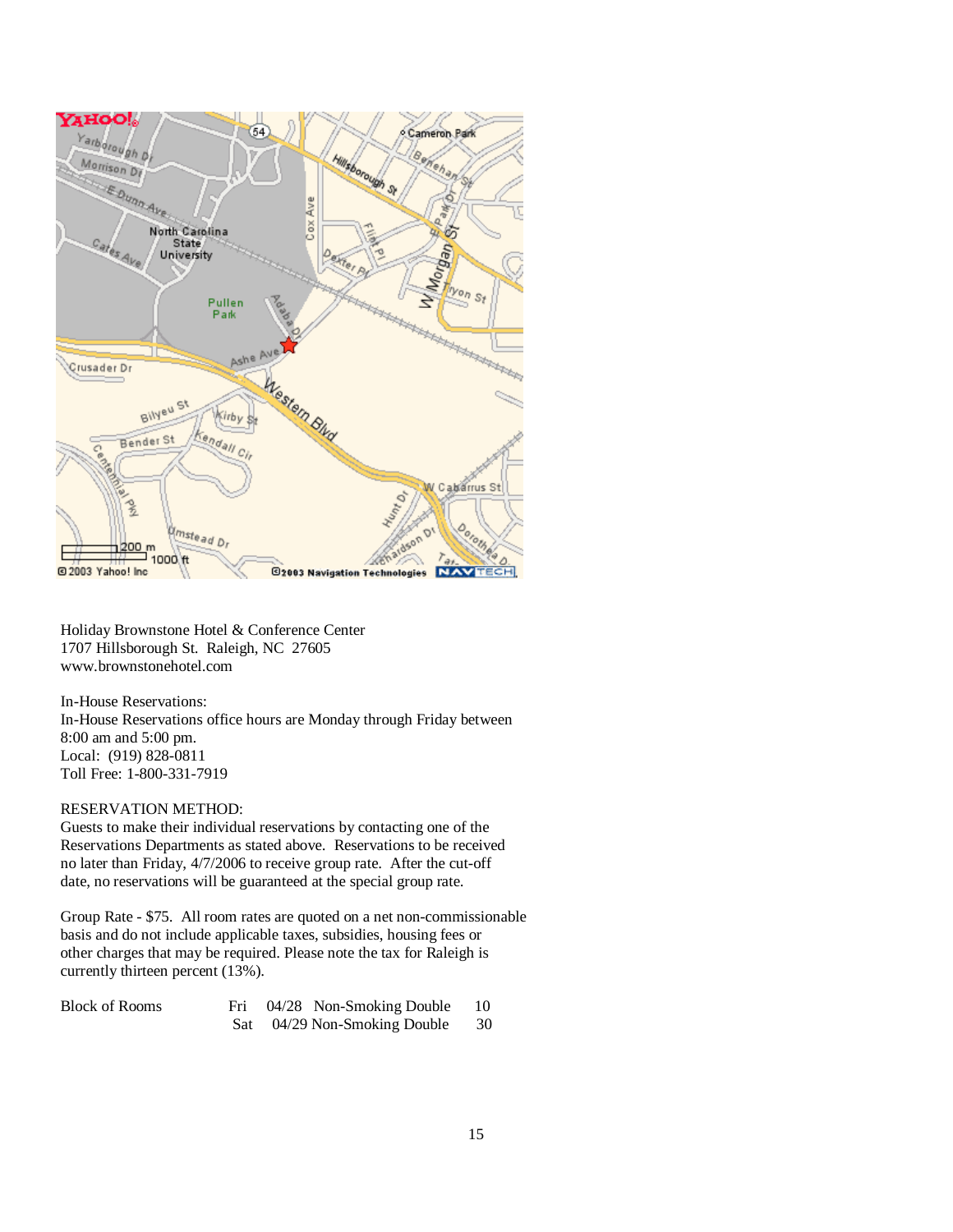Holiday Brownstone Hotel & Conference Center
1707 Hillsborough St. Raleigh, NC 27605
www.brownstonehotel.com

In-House Reservations:
In-House Reservations office hours are Monday through Friday between 8:00 am and 5:00 pm.
Local: (919) 828-0811
Toll Free: 1-800-331-7919

RESERVATION METHOD:
Guests to make their individual reservations by contacting one of the Reservations Departments as stated above. Reservations to be received no later than Friday, 4/7/2006 to receive group rate. After the cut-off date, no reservations will be guaranteed at the special group rate.

Group Rate - $75. All room rates are quoted on a net non-commissionable basis and do not include applicable taxes, subsidies, housing fees or other charges that may be required. Please note the tax for Raleigh is currently thirteen percent (13%).

| Block of Rooms | Fri | 04/28 | Non-Smoking Double | 10 |
|---|---|---|---|---|
| | Sat | 04/29 | Non-Smoking Double | 30 |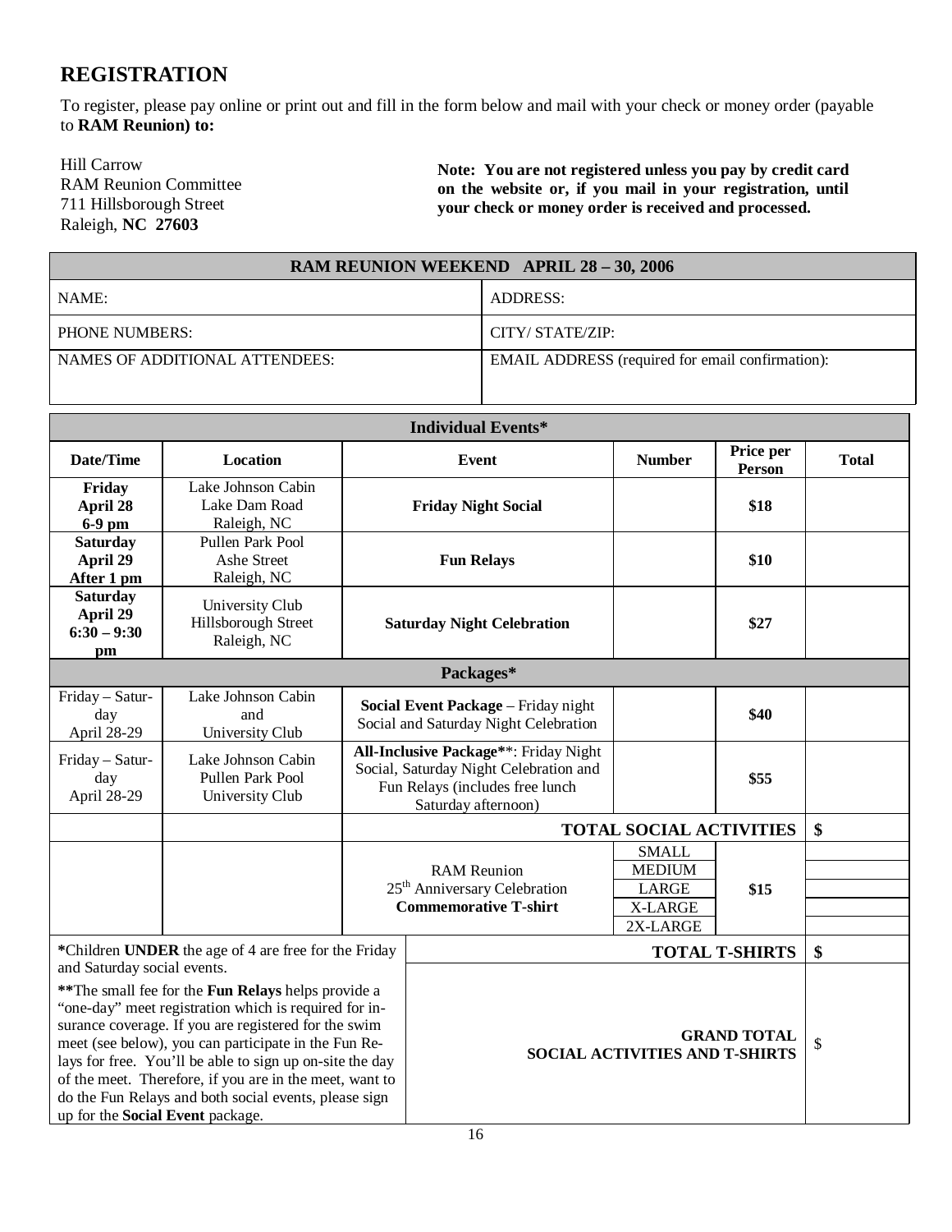## REGISTRATION

To register, please pay online or print out and fill in the form below and mail with your check or money order (payable to **RAM Reunion) to:**

Hill Carrow
RAM Reunion Committee
711 Hillsborough Street
Raleigh, **NC 27603**

**Note: You are not registered unless you pay by credit card on the website or, if you mail in your registration, until your check or money order is received and processed.**

| RAM REUNION WEEKEND APRIL 28 – 30, 2006 | |
|---|---|
| NAME: | ADDRESS: |
| PHONE NUMBERS: | CITY/ STATE/ZIP: |
| NAMES OF ADDITIONAL ATTENDEES: | EMAIL ADDRESS (required for email confirmation): |

| Individual Events* | | | | | |
|---|---|---|---|---|---|
| **Date/Time** | **Location** | **Event** | **Number** | **Price per Person** | **Total** |
| **Friday April 28 6-9 pm** | Lake Johnson Cabin Lake Dam Road Raleigh, NC | **Friday Night Social** | | **$18** | |
| **Saturday April 29 After 1 pm** | Pullen Park Pool Ashe Street Raleigh, NC | **Fun Relays** | | **$10** | |
| **Saturday April 29 6:30 – 9:30 pm** | University Club Hillsborough Street Raleigh, NC | **Saturday Night Celebration** | | **$27** | |
| **Packages*** | | | | | |
| Friday – Saturday April 28-29 | Lake Johnson Cabin and University Club | **Social Event Package** – Friday night Social and Saturday Night Celebration | | **$40** | |
| Friday – Saturday April 28-29 | Lake Johnson Cabin Pullen Park Pool University Club | **All-Inclusive Package****: Friday Night Social, Saturday Night Celebration and Fun Relays (includes free lunch Saturday afternoon) | | **$55** | |
| | | **TOTAL SOCIAL ACTIVITIES** | | | **$** |
| | | RAM Reunion 25th Anniversary Celebration **Commemorative T-shirt** | SMALL | **$15** | |
| | | | MEDIUM | | |
| | | | LARGE | | |
| | | | X-LARGE | | |
| | | | 2X-LARGE | | |
| | | **TOTAL T-SHIRTS** | | | **$** |
| | | **GRAND TOTAL SOCIAL ACTIVITIES AND T-SHIRTS** | | | $ |

***Children UNDER** the age of 4 are free for the Friday and Saturday social events.

****The small fee for the **Fun Relays** helps provide a "one-day" meet registration which is required for insurance coverage. If you are registered for the swim meet (see below), you can participate in the Fun Relays for free. You'll be able to sign up on-site the day of the meet. Therefore, if you are in the meet, want to do the Fun Relays and both social events, please sign up for the **Social Event** package.